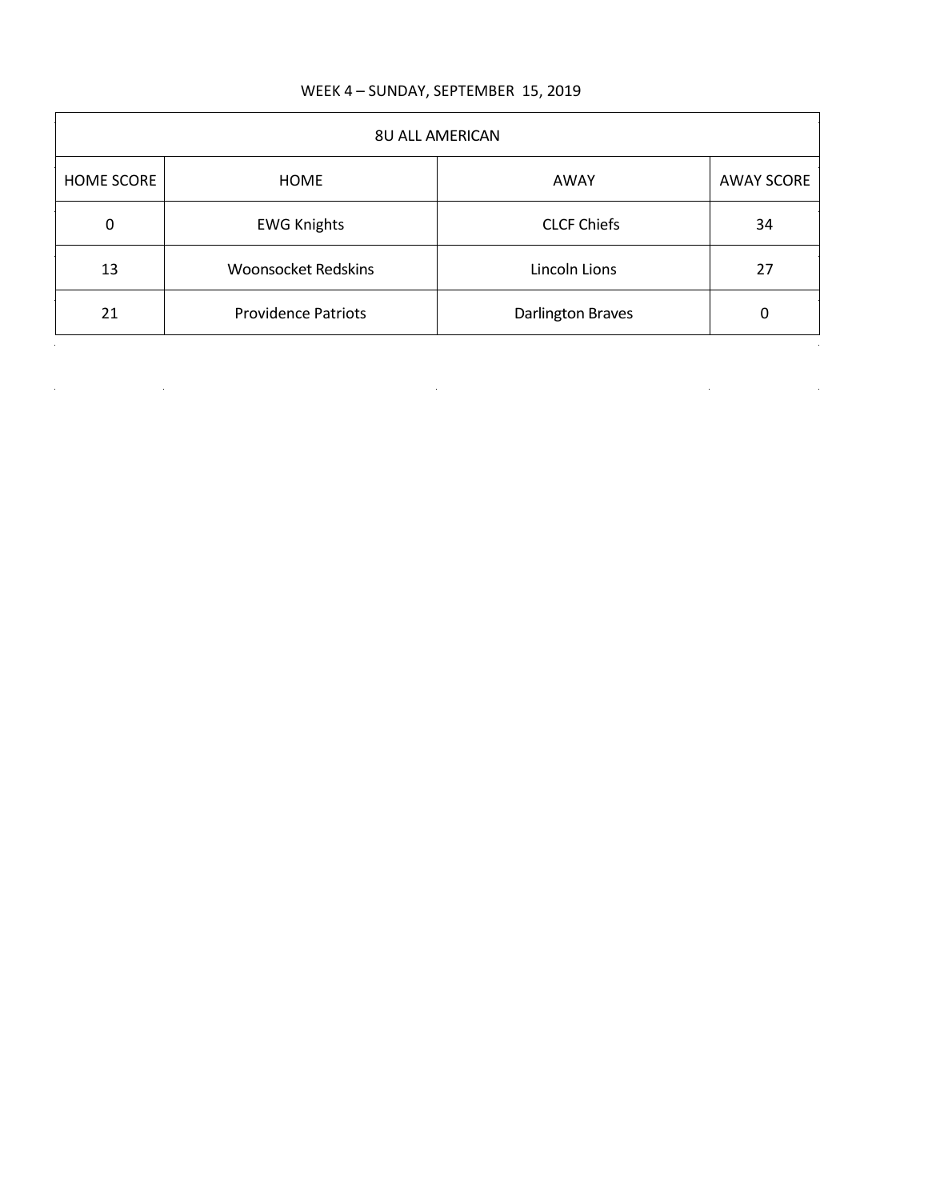WEEK 4 – SUNDAY, SEPTEMBER 15, 2019

| 8U ALL AMERICAN | | | |
|---|---|---|---|
| HOME SCORE | HOME | AWAY | AWAY SCORE |
| 0 | EWG Knights | CLCF Chiefs | 34 |
| 13 | Woonsocket Redskins | Lincoln Lions | 27 |
| 21 | Providence Patriots | Darlington Braves | 0 |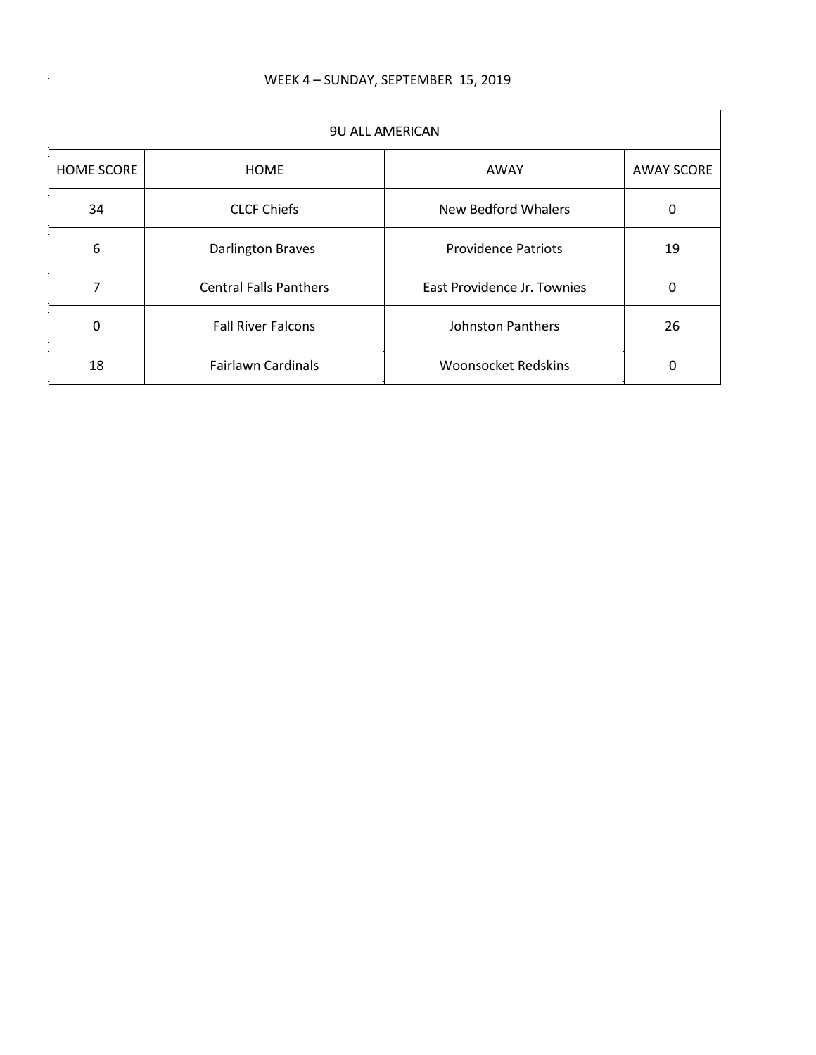WEEK 4 – SUNDAY, SEPTEMBER 15, 2019

| 9U ALL AMERICAN | | | |
|---|---|---|---|
| HOME SCORE | HOME | AWAY | AWAY SCORE |
| 34 | CLCF Chiefs | New Bedford Whalers | 0 |
| 6 | Darlington Braves | Providence Patriots | 19 |
| 7 | Central Falls Panthers | East Providence Jr. Townies | 0 |
| 0 | Fall River Falcons | Johnston Panthers | 26 |
| 18 | Fairlawn Cardinals | Woonsocket Redskins | 0 |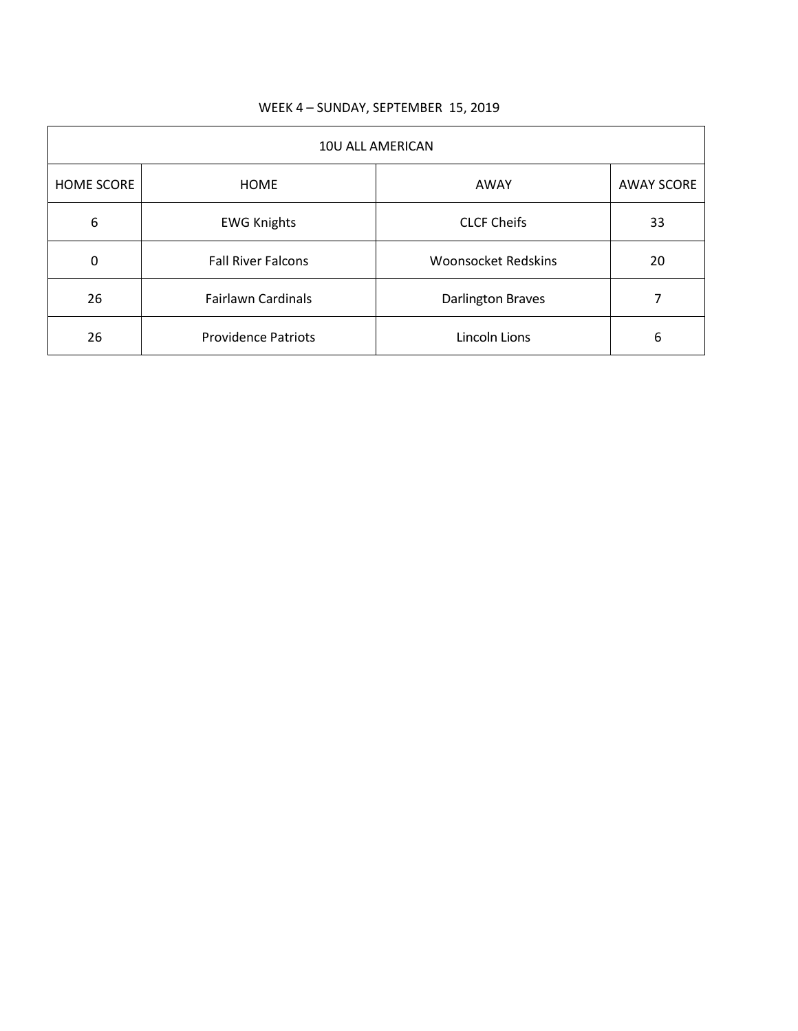WEEK 4 – SUNDAY, SEPTEMBER 15, 2019

| 10U ALL AMERICAN | | | |
|---|---|---|---|
| HOME SCORE | HOME | AWAY | AWAY SCORE |
| 6 | EWG Knights | CLCF Cheifs | 33 |
| 0 | Fall River Falcons | Woonsocket Redskins | 20 |
| 26 | Fairlawn Cardinals | Darlington Braves | 7 |
| 26 | Providence Patriots | Lincoln Lions | 6 |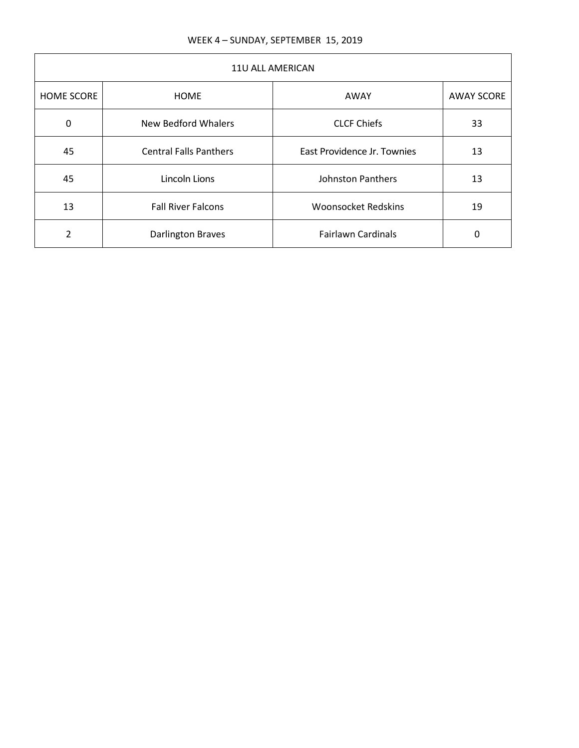WEEK 4 – SUNDAY, SEPTEMBER 15, 2019

| 11U ALL AMERICAN | | | |
|---|---|---|---|
| HOME SCORE | HOME | AWAY | AWAY SCORE |
| 0 | New Bedford Whalers | CLCF Chiefs | 33 |
| 45 | Central Falls Panthers | East Providence Jr. Townies | 13 |
| 45 | Lincoln Lions | Johnston Panthers | 13 |
| 13 | Fall River Falcons | Woonsocket Redskins | 19 |
| 2 | Darlington Braves | Fairlawn Cardinals | 0 |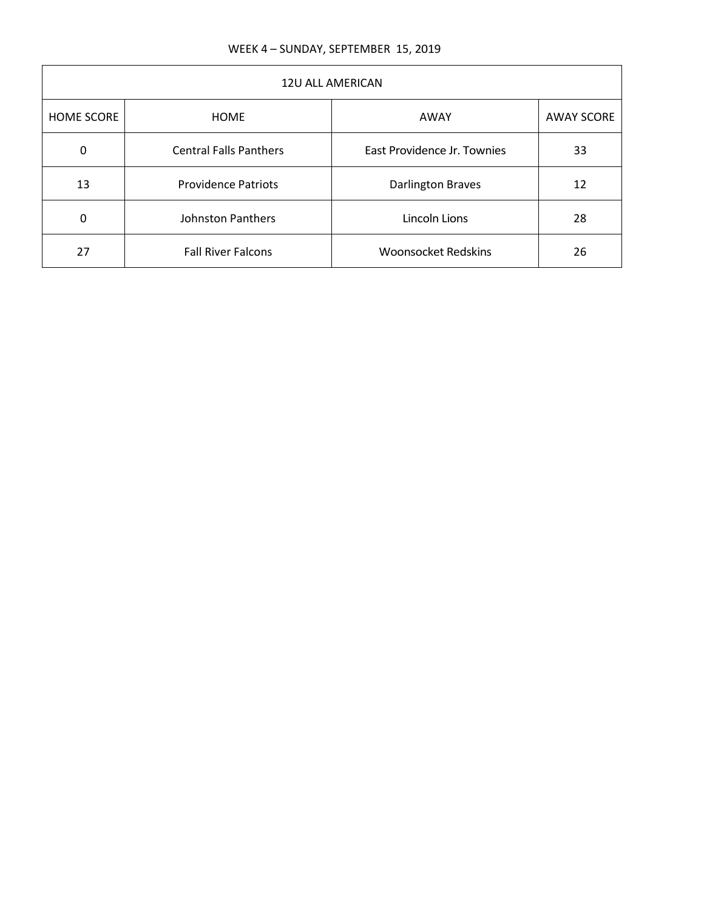WEEK 4 – SUNDAY, SEPTEMBER 15, 2019

| 12U ALL AMERICAN | | | |
|---|---|---|---|
| HOME SCORE | HOME | AWAY | AWAY SCORE |
| 0 | Central Falls Panthers | East Providence Jr. Townies | 33 |
| 13 | Providence Patriots | Darlington Braves | 12 |
| 0 | Johnston Panthers | Lincoln Lions | 28 |
| 27 | Fall River Falcons | Woonsocket Redskins | 26 |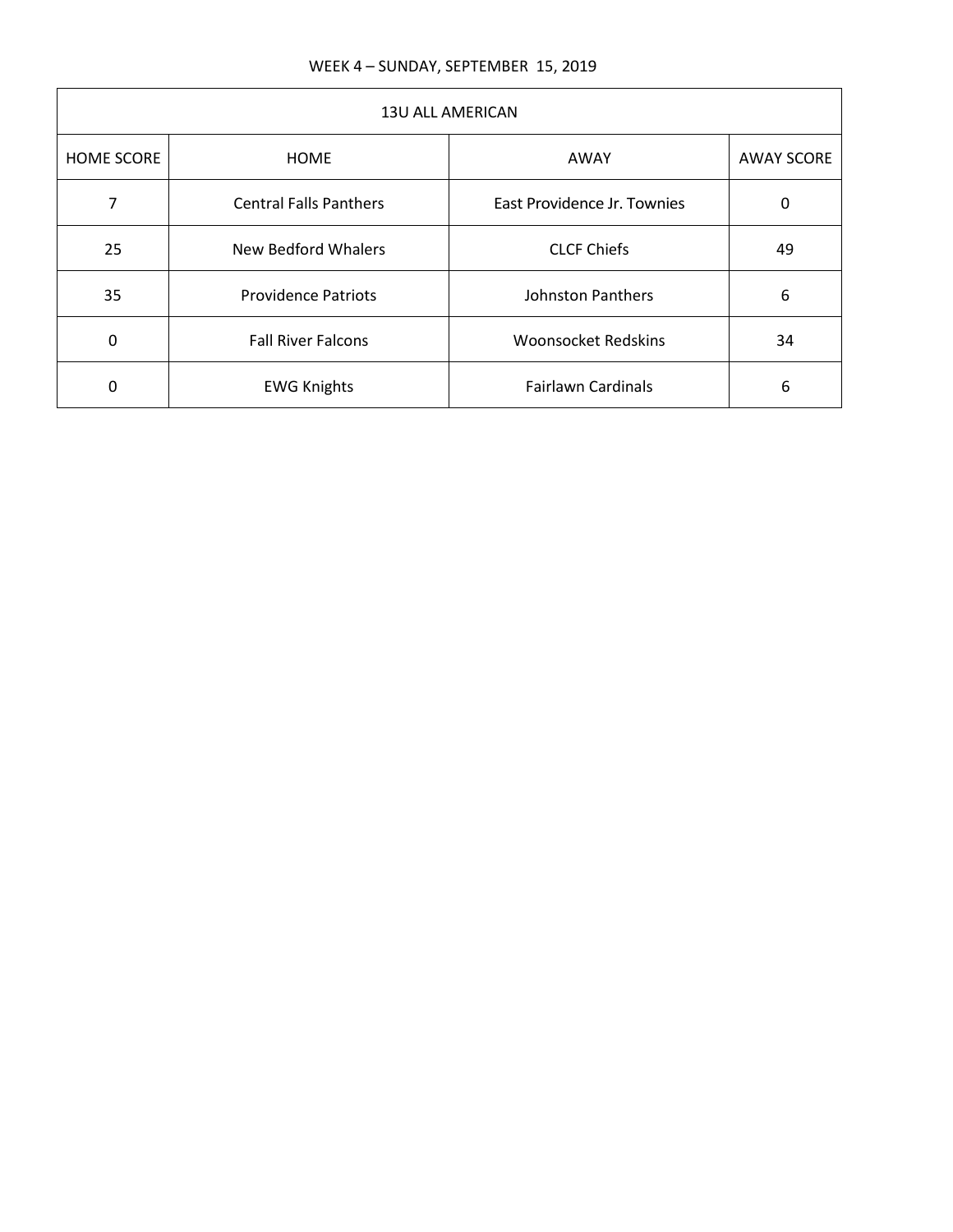WEEK 4 – SUNDAY, SEPTEMBER 15, 2019

| 13U ALL AMERICAN | | | |
|---|---|---|---|
| HOME SCORE | HOME | AWAY | AWAY SCORE |
| 7 | Central Falls Panthers | East Providence Jr. Townies | 0 |
| 25 | New Bedford Whalers | CLCF Chiefs | 49 |
| 35 | Providence Patriots | Johnston Panthers | 6 |
| 0 | Fall River Falcons | Woonsocket Redskins | 34 |
| 0 | EWG Knights | Fairlawn Cardinals | 6 |